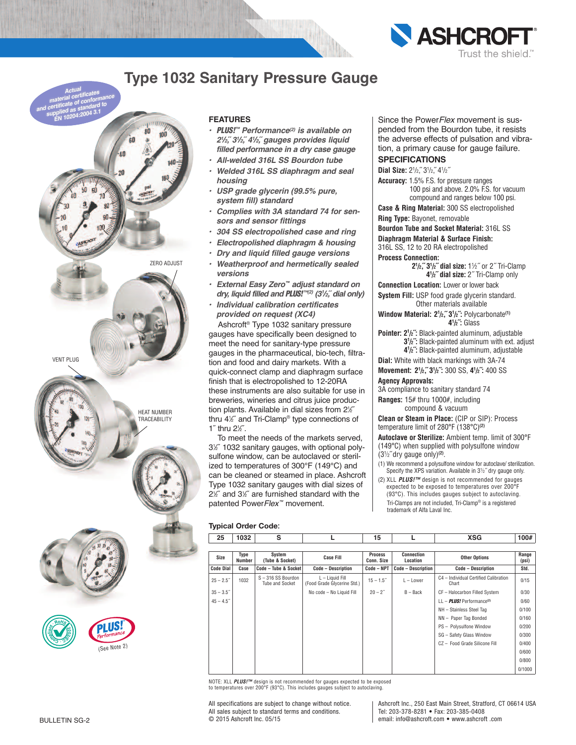# Type 1032 Sanitary Pressure Gauge

Actual material certificates and certificate of conformance supplied as standard to EN 10204:2004 3.1

ZERO ADJUST

VENT PLUG

HEAT NUMBER TRACEABILITY

## FEATURES

- ***PLUS!™ Performance(2) is available on 2½˝ 3½˝ 4½˝ gauges provides liquid filled performance in a dry case gauge***
- ***All-welded 316L SS Bourdon tube***
- ***Welded 316L SS diaphragm and seal housing***
- ***USP grade glycerin (99.5% pure, system fill) standard***
- ***Complies with 3A standard 74 for sensors and sensor fittings***
- ***304 SS electropolished case and ring***
- ***Electropolished diaphragm & housing***
- ***Dry and liquid filled gauge versions***
- ***Weatherproof and hermetically sealed versions***
- ***External Easy Zero™ adjust standard on dry, liquid filled and PLUS!™(2) (3½˝ dial only)***
- ***Individual calibration certificates provided on request (XC4)***

Ashcroft® Type 1032 sanitary pressure gauges have specifically been designed to meet the need for sanitary-type pressure gauges in the pharmaceutical, bio-tech, filtration and food and dairy markets. With a quick-connect clamp and diaphragm surface finish that is electropolished to 12-20RA these instruments are also suitable for use in breweries, wineries and citrus juice production plants. Available in dial sizes from 2½˝ thru 4½˝ and Tri-Clamp® type connections of 1˝ thru 2½˝.

To meet the needs of the markets served, 3½˝ 1032 sanitary gauges, with optional polysulfone window, can be autoclaved or sterilized to temperatures of 300°F (149°C) and can be cleaned or steamed in place. Ashcroft Type 1032 sanitary gauges with dial sizes of 2½˝ and 3½˝ are furnished standard with the patented Power*Flex*™ movement.

Since the Power*Flex* movement is suspended from the Bourdon tube, it resists the adverse effects of pulsation and vibration, a primary cause for gauge failure.

## SPECIFICATIONS

**Dial Size:** 2½˝, 3½˝, 4½˝

**Accuracy:** 1.5% F.S. for pressure ranges 100 psi and above. 2.0% F.S. for vacuum compound and ranges below 100 psi.

**Case & Ring Material:** 300 SS electropolished

**Ring Type:** Bayonet, removable

**Bourdon Tube and Socket Material:** 316L SS

**Diaphragm Material & Surface Finish:** 316L SS, 12 to 20 RA electropolished

**Process Connection:**
**2½˝, 3½˝ dial size:** 1½˝ or 2˝ Tri-Clamp
**4½˝ dial size:** 2˝ Tri-Clamp only

**Connection Location:** Lower or lower back

**System Fill:** USP food grade glycerin standard. Other materials available

**Window Material: 2½˝, 3½˝:** Polycarbonate(1)
**4½˝:** Glass

**Pointer: 2½˝:** Black-painted aluminum, adjustable
**3½˝:** Black-painted aluminum with ext. adjust
**4½˝:** Black-painted aluminum, adjustable

**Dial:** White with black markings with 3A-74

**Movement: 2½˝, 3½˝:** 300 SS, **4½˝:** 400 SS

**Agency Approvals:**
3A compliance to sanitary standard 74

**Ranges:** 15# thru 1000#, including compound & vacuum

**Clean or Steam in Place:** (CIP or SIP): Process temperature limit of 280°F (138°C)(2)

**Autoclave or Sterilize:** Ambient temp. limit of 300°F (149°C) when supplied with polysulfone window (3½˝ dry gauge only)(2).

(1) We recommend a polysulfone window for autoclave/ sterilization. Specify the XPS variation. Available in 3½˝ dry gauge only.

(2) XLL ***PLUS!™*** design is not recommended for gauges expected to be exposed to temperatures over 200°F (93°C). This includes gauges subject to autoclaving.

Tri-Clamps are not included, Tri-Clamp® is a registered trademark of Alfa Laval Inc.

### Typical Order Code:

| 25 | 1032 | S | L | 15 | L | XSG | 100# |
|---|---|---|---|---|---|---|---|
| **Size** | **Type Number** | **System (Tube & Socket)** | **Case Fill** | **Process Conn. Size** | **Connection Location** | **Other Options** | **Range (psi)** |
| **Code Dial** | **Case** | **Code – Tube & Socket** | **Code – Description** | **Code – NPT** | **Code – Description** | **Code – Description** | **Std.** |
| 25 – 2.5˝ | 1032 | S – 316 SS Bourdon Tube and Socket | L – Liquid Fill (Food Grade Glycerine Std.) | 15 – 1.5˝ | L – Lower | C4 – Individual Certified Calibration Chart | 0/15 |
| 35 – 3.5˝ | | | No code – No Liquid Fill | 20 – 2˝ | B – Back | CF – Halocarbon Filled System | 0/30 |
| 45 – 4.5˝ | | | | | | LL – ***PLUS!*** Performance(2) | 0/60 |
| | | | | | | NH – Stainless Steel Tag | 0/100 |
| | | | | | | NN – Paper Tag Bonded | 0/160 |
| | | | | | | PS – Polysulfone Window | 0/200 |
| | | | | | | SG – Safety Glass Window | 0/300 |
| | | | | | | CZ – Food Grade Silicone Fill | 0/400 |
| | | | | | | | 0/600 |
| | | | | | | | 0/800 |
| | | | | | | | 0/1000 |

NOTE: XLL ***PLUS!™*** design is not recommended for gauges expected to be exposed to temperatures over 200°F (93°C). This includes gauges subject to autoclaving.

PLUS! Performance (See Note 2)

All specifications are subject to change without notice.
All sales subject to standard terms and conditions.
© 2015 Ashcroft Inc. 05/15

Ashcroft Inc., 250 East Main Street, Stratford, CT 06614 USA
Tel: 203-378-8281 • Fax: 203-385-0408
email: info@ashcroft.com • www.ashcroft .com

BULLETIN SG-2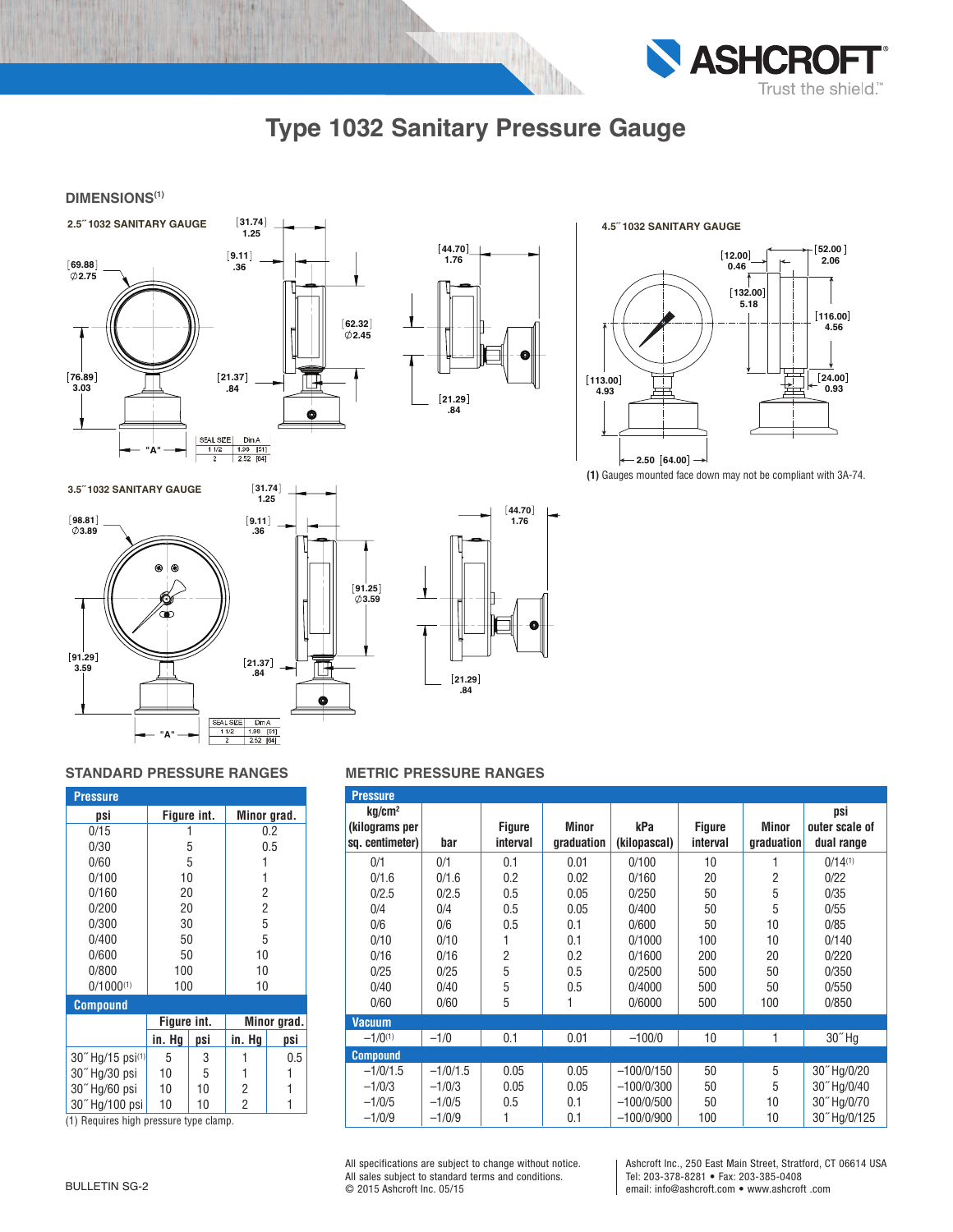# Type 1032 Sanitary Pressure Gauge

## DIMENSIONS(1)

**2.5˝ 1032 SANITARY GAUGE**

[69.88] ∅2.75

[31.74] 1.25

[9.11] .36

[44.70] 1.76

[62.32] ∅2.45

[76.89] 3.03

[21.37] .84

[21.29] .84

"A"

| SEAL SIZE | Dim A |
|---|---|
| 1 1/2 | 1.99 [51] |
| 2 | 2.52 [64] |

**4.5˝ 1032 SANITARY GAUGE**

[12.00] 0.46

[52.00] 2.06

[132.00] 5.18

[116.00] 4.56

[113.00] 4.93

[24.00] 0.93

2.50 [64.00]

**(1)** Gauges mounted face down may not be compliant with 3A-74.

**3.5˝ 1032 SANITARY GAUGE**

[98.81] ∅3.89

[31.74] 1.25

[9.11] .36

[44.70] 1.76

[91.25] ∅3.59

[91.29] 3.59

[21.37] .84

[21.29] .84

"A"

| SEAL SIZE | Dim A |
|---|---|
| 1 1/2 | 1.98 [51] |
| 2 | 2.52 [64] |

## STANDARD PRESSURE RANGES

| Pressure | | |
|---|---|---|
| psi | Figure int. | Minor grad. |
| 0/15 | 1 | 0.2 |
| 0/30 | 5 | 0.5 |
| 0/60 | 5 | 1 |
| 0/100 | 10 | 1 |
| 0/160 | 20 | 2 |
| 0/200 | 20 | 2 |
| 0/300 | 30 | 5 |
| 0/400 | 50 | 5 |
| 0/600 | 50 | 10 |
| 0/800 | 100 | 10 |
| 0/1000(1) | 100 | 10 |

| Compound | Figure int. | | Minor grad. | |
|---|---|---|---|---|
| | in. Hg | psi | in. Hg | psi |
| 30˝ Hg/15 psi(1) | 5 | 3 | 1 | 0.5 |
| 30˝ Hg/30 psi | 10 | 5 | 1 | 1 |
| 30˝ Hg/60 psi | 10 | 10 | 2 | 1 |
| 30˝ Hg/100 psi | 10 | 10 | 2 | 1 |

(1) Requires high pressure type clamp.

## METRIC PRESSURE RANGES

| kg/cm² (kilograms per sq. centimeter) | bar | Figure interval | Minor graduation | kPa (kilopascal) | Figure interval | Minor graduation | psi outer scale of dual range |
|---|---|---|---|---|---|---|---|
| **Pressure** | | | | | | | |
| 0/1 | 0/1 | 0.1 | 0.01 | 0/100 | 10 | 1 | 0/14(1) |
| 0/1.6 | 0/1.6 | 0.2 | 0.02 | 0/160 | 20 | 2 | 0/22 |
| 0/2.5 | 0/2.5 | 0.5 | 0.05 | 0/250 | 50 | 5 | 0/35 |
| 0/4 | 0/4 | 0.5 | 0.05 | 0/400 | 50 | 5 | 0/55 |
| 0/6 | 0/6 | 0.5 | 0.1 | 0/600 | 50 | 10 | 0/85 |
| 0/10 | 0/10 | 1 | 0.1 | 0/1000 | 100 | 10 | 0/140 |
| 0/16 | 0/16 | 2 | 0.2 | 0/1600 | 200 | 20 | 0/220 |
| 0/25 | 0/25 | 5 | 0.5 | 0/2500 | 500 | 50 | 0/350 |
| 0/40 | 0/40 | 5 | 0.5 | 0/4000 | 500 | 50 | 0/550 |
| 0/60 | 0/60 | 5 | 1 | 0/6000 | 500 | 100 | 0/850 |
| **Vacuum** | | | | | | | |
| –1/0(1) | –1/0 | 0.1 | 0.01 | –100/0 | 10 | 1 | 30˝ Hg |
| **Compound** | | | | | | | |
| –1/0/1.5 | –1/0/1.5 | 0.05 | 0.05 | –100/0/150 | 50 | 5 | 30˝ Hg/0/20 |
| –1/0/3 | –1/0/3 | 0.05 | 0.05 | –100/0/300 | 50 | 5 | 30˝ Hg/0/40 |
| –1/0/5 | –1/0/5 | 0.5 | 0.1 | –100/0/500 | 50 | 10 | 30˝ Hg/0/70 |
| –1/0/9 | –1/0/9 | 1 | 0.1 | –100/0/900 | 100 | 10 | 30˝ Hg/0/125 |

BULLETIN SG-2

All specifications are subject to change without notice.
All sales subject to standard terms and conditions.
© 2015 Ashcroft Inc. 05/15

Ashcroft Inc., 250 East Main Street, Stratford, CT 06614 USA
Tel: 203-378-8281 • Fax: 203-385-0408
email: info@ashcroft.com • www.ashcroft .com